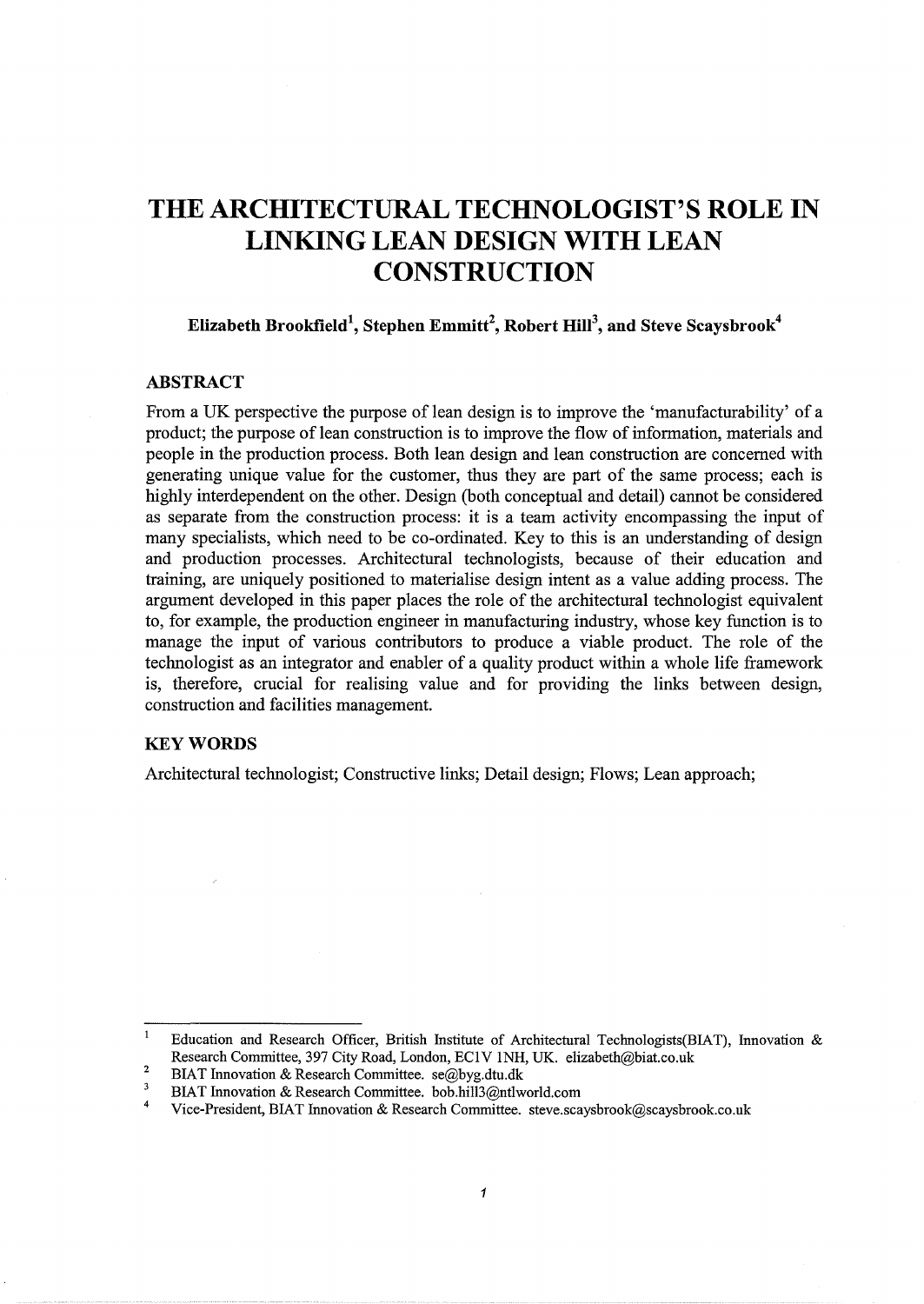# THE ARCHITECTURAL TECHNOLOGIST'S ROLE IN LINKING LEAN DESIGN WITH LEAN CONSTRUCTION

**Elizabeth Brookfield[1], Stephen Emmitt[2], Robert Hill[3], and Steve Scaysbrook[4]**

## ABSTRACT

From a UK perspective the purpose of lean design is to improve the 'manufacturability' of a product; the purpose of lean construction is to improve the flow of information, materials and people in the production process. Both lean design and lean construction are concerned with generating unique value for the customer, thus they are part of the same process; each is highly interdependent on the other. Design (both conceptual and detail) cannot be considered as separate from the construction process: it is a team activity encompassing the input of many specialists, which need to be co-ordinated. Key to this is an understanding of design and production processes. Architectural technologists, because of their education and training, are uniquely positioned to materialise design intent as a value adding process. The argument developed in this paper places the role of the architectural technologist equivalent to, for example, the production engineer in manufacturing industry, whose key function is to manage the input of various contributors to produce a viable product. The role of the technologist as an integrator and enabler of a quality product within a whole life framework is, therefore, crucial for realising value and for providing the links between design, construction and facilities management.

## KEY WORDS

Architectural technologist; Constructive links; Detail design; Flows; Lean approach;

---

[1] Education and Research Officer, British Institute of Architectural Technologists(BIAT), Innovation & Research Committee, 397 City Road, London, EC1V 1NH, UK. elizabeth@biat.co.uk

[2] BIAT Innovation & Research Committee. se@byg.dtu.dk

[3] BIAT Innovation & Research Committee. bob.hill3@ntlworld.com

[4] Vice-President, BIAT Innovation & Research Committee. steve.scaysbrook@scaysbrook.co.uk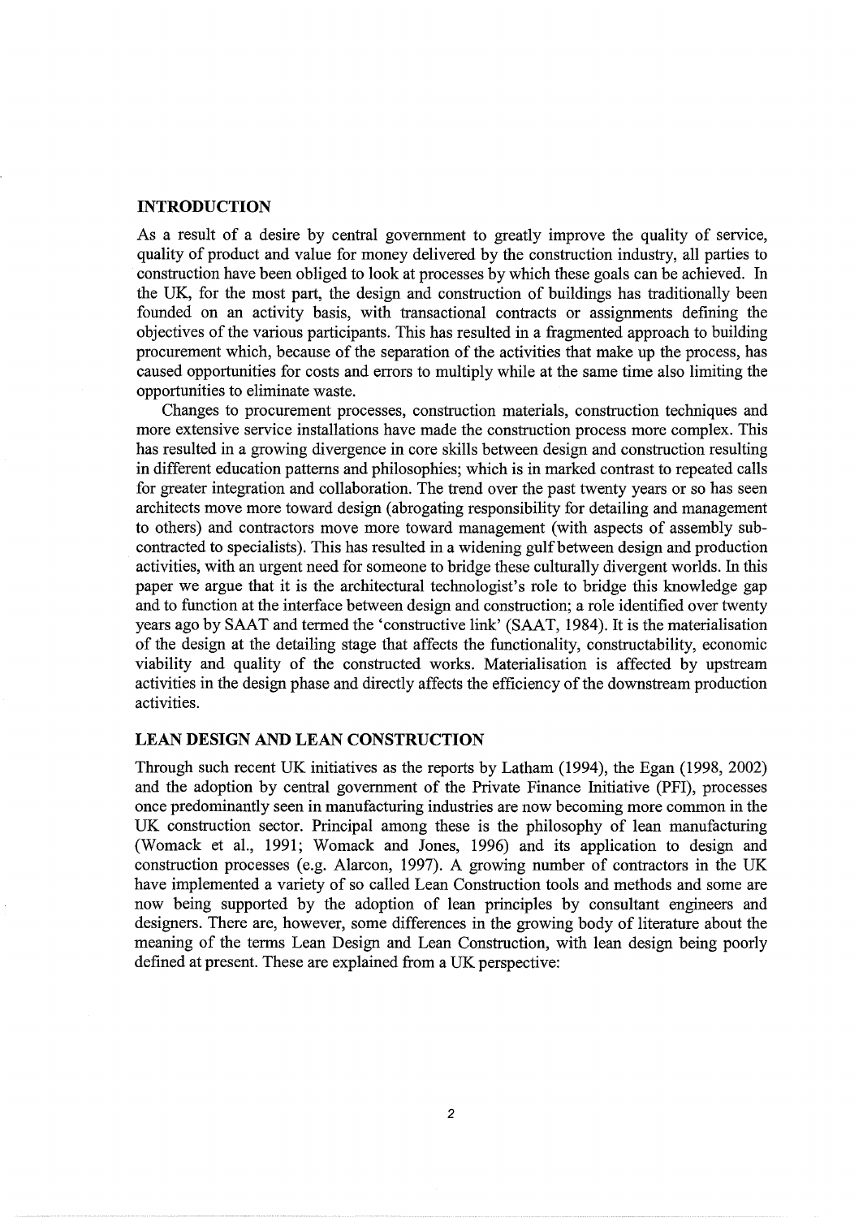## INTRODUCTION

As a result of a desire by central government to greatly improve the quality of service, quality of product and value for money delivered by the construction industry, all parties to construction have been obliged to look at processes by which these goals can be achieved. In the UK, for the most part, the design and construction of buildings has traditionally been founded on an activity basis, with transactional contracts or assignments defining the objectives of the various participants. This has resulted in a fragmented approach to building procurement which, because of the separation of the activities that make up the process, has caused opportunities for costs and errors to multiply while at the same time also limiting the opportunities to eliminate waste.

Changes to procurement processes, construction materials, construction techniques and more extensive service installations have made the construction process more complex. This has resulted in a growing divergence in core skills between design and construction resulting in different education patterns and philosophies; which is in marked contrast to repeated calls for greater integration and collaboration. The trend over the past twenty years or so has seen architects move more toward design (abrogating responsibility for detailing and management to others) and contractors move more toward management (with aspects of assembly sub-contracted to specialists). This has resulted in a widening gulf between design and production activities, with an urgent need for someone to bridge these culturally divergent worlds. In this paper we argue that it is the architectural technologist's role to bridge this knowledge gap and to function at the interface between design and construction; a role identified over twenty years ago by SAAT and termed the 'constructive link' (SAAT, 1984). It is the materialisation of the design at the detailing stage that affects the functionality, constructability, economic viability and quality of the constructed works. Materialisation is affected by upstream activities in the design phase and directly affects the efficiency of the downstream production activities.

## LEAN DESIGN AND LEAN CONSTRUCTION

Through such recent UK initiatives as the reports by Latham (1994), the Egan (1998, 2002) and the adoption by central government of the Private Finance Initiative (PFI), processes once predominantly seen in manufacturing industries are now becoming more common in the UK construction sector. Principal among these is the philosophy of lean manufacturing (Womack et al., 1991; Womack and Jones, 1996) and its application to design and construction processes (e.g. Alarcon, 1997). A growing number of contractors in the UK have implemented a variety of so called Lean Construction tools and methods and some are now being supported by the adoption of lean principles by consultant engineers and designers. There are, however, some differences in the growing body of literature about the meaning of the terms Lean Design and Lean Construction, with lean design being poorly defined at present. These are explained from a UK perspective: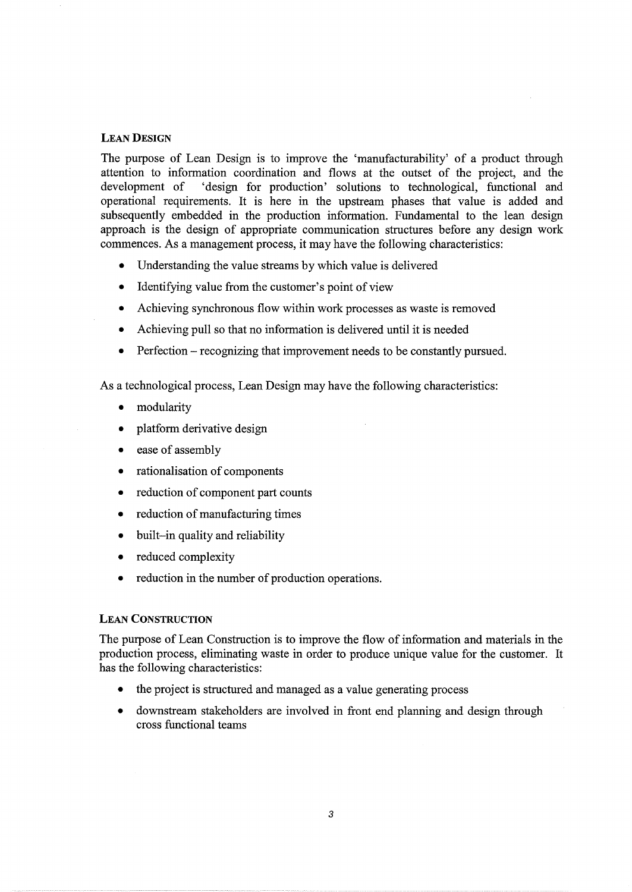## Lean Design

The purpose of Lean Design is to improve the 'manufacturability' of a product through attention to information coordination and flows at the outset of the project, and the development of 'design for production' solutions to technological, functional and operational requirements. It is here in the upstream phases that value is added and subsequently embedded in the production information. Fundamental to the lean design approach is the design of appropriate communication structures before any design work commences. As a management process, it may have the following characteristics:

- Understanding the value streams by which value is delivered
- Identifying value from the customer's point of view
- Achieving synchronous flow within work processes as waste is removed
- Achieving pull so that no information is delivered until it is needed
- Perfection – recognizing that improvement needs to be constantly pursued.

As a technological process, Lean Design may have the following characteristics:

- modularity
- platform derivative design
- ease of assembly
- rationalisation of components
- reduction of component part counts
- reduction of manufacturing times
- built–in quality and reliability
- reduced complexity
- reduction in the number of production operations.

## Lean Construction

The purpose of Lean Construction is to improve the flow of information and materials in the production process, eliminating waste in order to produce unique value for the customer. It has the following characteristics:

- the project is structured and managed as a value generating process
- downstream stakeholders are involved in front end planning and design through cross functional teams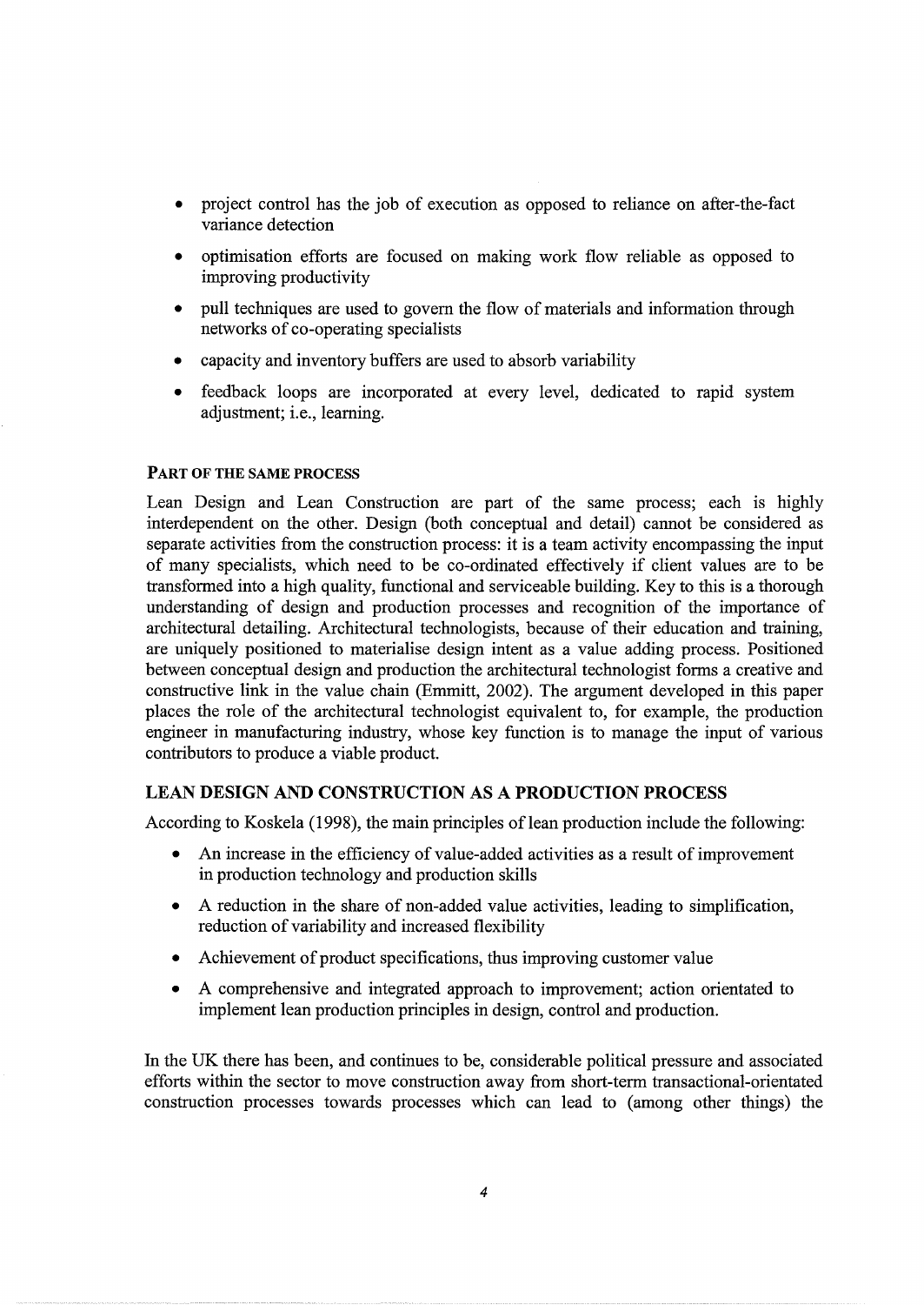- project control has the job of execution as opposed to reliance on after-the-fact variance detection
- optimisation efforts are focused on making work flow reliable as opposed to improving productivity
- pull techniques are used to govern the flow of materials and information through networks of co-operating specialists
- capacity and inventory buffers are used to absorb variability
- feedback loops are incorporated at every level, dedicated to rapid system adjustment; i.e., learning.

### PART OF THE SAME PROCESS

Lean Design and Lean Construction are part of the same process; each is highly interdependent on the other. Design (both conceptual and detail) cannot be considered as separate activities from the construction process: it is a team activity encompassing the input of many specialists, which need to be co-ordinated effectively if client values are to be transformed into a high quality, functional and serviceable building. Key to this is a thorough understanding of design and production processes and recognition of the importance of architectural detailing. Architectural technologists, because of their education and training, are uniquely positioned to materialise design intent as a value adding process. Positioned between conceptual design and production the architectural technologist forms a creative and constructive link in the value chain (Emmitt, 2002). The argument developed in this paper places the role of the architectural technologist equivalent to, for example, the production engineer in manufacturing industry, whose key function is to manage the input of various contributors to produce a viable product.

## LEAN DESIGN AND CONSTRUCTION AS A PRODUCTION PROCESS

According to Koskela (1998), the main principles of lean production include the following:

- An increase in the efficiency of value-added activities as a result of improvement in production technology and production skills
- A reduction in the share of non-added value activities, leading to simplification, reduction of variability and increased flexibility
- Achievement of product specifications, thus improving customer value
- A comprehensive and integrated approach to improvement; action orientated to implement lean production principles in design, control and production.

In the UK there has been, and continues to be, considerable political pressure and associated efforts within the sector to move construction away from short-term transactional-orientated construction processes towards processes which can lead to (among other things) the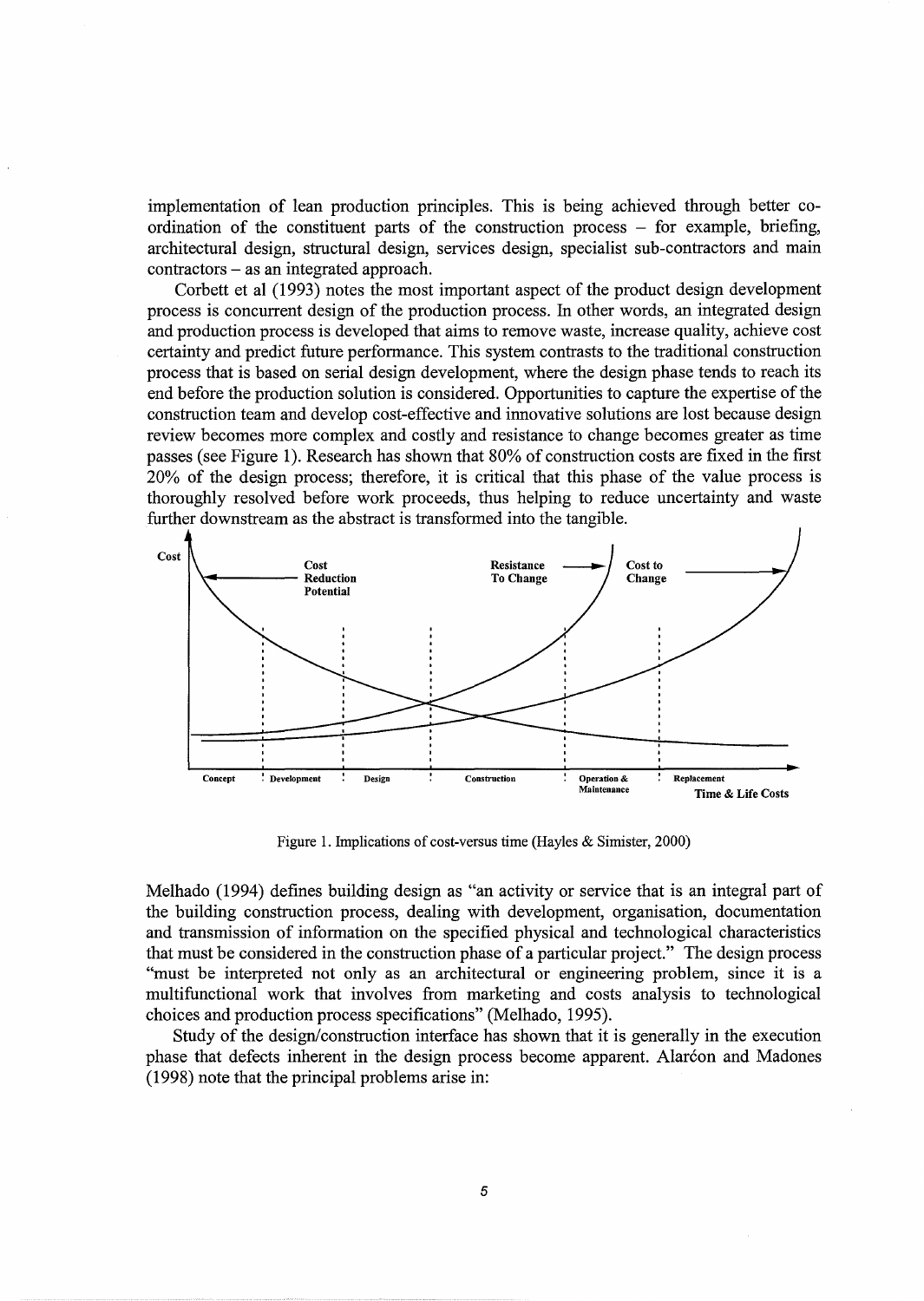implementation of lean production principles. This is being achieved through better co-ordination of the constituent parts of the construction process – for example, briefing, architectural design, structural design, services design, specialist sub-contractors and main contractors – as an integrated approach.

Corbett et al (1993) notes the most important aspect of the product design development process is concurrent design of the production process. In other words, an integrated design and production process is developed that aims to remove waste, increase quality, achieve cost certainty and predict future performance. This system contrasts to the traditional construction process that is based on serial design development, where the design phase tends to reach its end before the production solution is considered. Opportunities to capture the expertise of the construction team and develop cost-effective and innovative solutions are lost because design review becomes more complex and costly and resistance to change becomes greater as time passes (see Figure 1). Research has shown that 80% of construction costs are fixed in the first 20% of the design process; therefore, it is critical that this phase of the value process is thoroughly resolved before work proceeds, thus helping to reduce uncertainty and waste further downstream as the abstract is transformed into the tangible.

Figure 1. Implications of cost-versus time (Hayles & Simister, 2000)

Melhado (1994) defines building design as "an activity or service that is an integral part of the building construction process, dealing with development, organisation, documentation and transmission of information on the specified physical and technological characteristics that must be considered in the construction phase of a particular project." The design process "must be interpreted not only as an architectural or engineering problem, since it is a multifunctional work that involves from marketing and costs analysis to technological choices and production process specifications" (Melhado, 1995).

Study of the design/construction interface has shown that it is generally in the execution phase that defects inherent in the design process become apparent. Alarćon and Madones (1998) note that the principal problems arise in: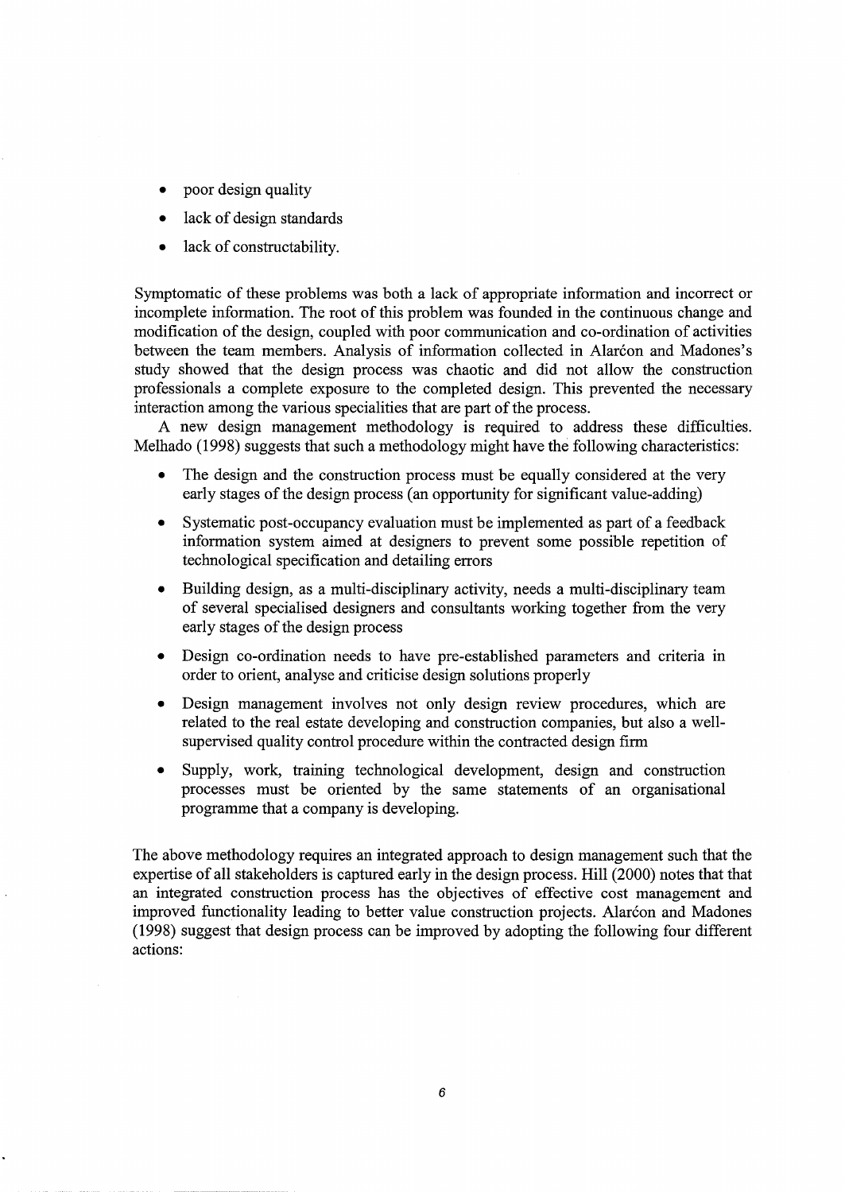- poor design quality
- lack of design standards
- lack of constructability.

Symptomatic of these problems was both a lack of appropriate information and incorrect or incomplete information. The root of this problem was founded in the continuous change and modification of the design, coupled with poor communication and co-ordination of activities between the team members. Analysis of information collected in Alarćon and Madones's study showed that the design process was chaotic and did not allow the construction professionals a complete exposure to the completed design. This prevented the necessary interaction among the various specialities that are part of the process.

A new design management methodology is required to address these difficulties. Melhado (1998) suggests that such a methodology might have the following characteristics:

- The design and the construction process must be equally considered at the very early stages of the design process (an opportunity for significant value-adding)
- Systematic post-occupancy evaluation must be implemented as part of a feedback information system aimed at designers to prevent some possible repetition of technological specification and detailing errors
- Building design, as a multi-disciplinary activity, needs a multi-disciplinary team of several specialised designers and consultants working together from the very early stages of the design process
- Design co-ordination needs to have pre-established parameters and criteria in order to orient, analyse and criticise design solutions properly
- Design management involves not only design review procedures, which are related to the real estate developing and construction companies, but also a well-supervised quality control procedure within the contracted design firm
- Supply, work, training technological development, design and construction processes must be oriented by the same statements of an organisational programme that a company is developing.

The above methodology requires an integrated approach to design management such that the expertise of all stakeholders is captured early in the design process. Hill (2000) notes that that an integrated construction process has the objectives of effective cost management and improved functionality leading to better value construction projects. Alarćon and Madones (1998) suggest that design process can be improved by adopting the following four different actions: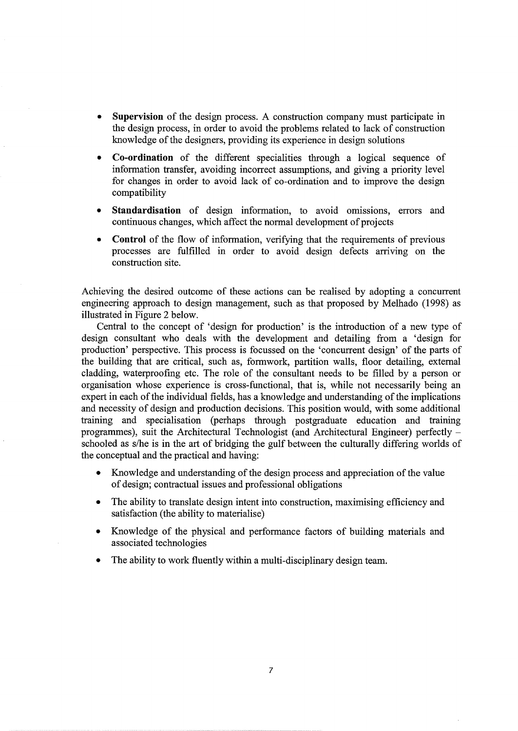- **Supervision** of the design process. A construction company must participate in the design process, in order to avoid the problems related to lack of construction knowledge of the designers, providing its experience in design solutions
- **Co-ordination** of the different specialities through a logical sequence of information transfer, avoiding incorrect assumptions, and giving a priority level for changes in order to avoid lack of co-ordination and to improve the design compatibility
- **Standardisation** of design information, to avoid omissions, errors and continuous changes, which affect the normal development of projects
- **Control** of the flow of information, verifying that the requirements of previous processes are fulfilled in order to avoid design defects arriving on the construction site.

Achieving the desired outcome of these actions can be realised by adopting a concurrent engineering approach to design management, such as that proposed by Melhado (1998) as illustrated in Figure 2 below.

Central to the concept of 'design for production' is the introduction of a new type of design consultant who deals with the development and detailing from a 'design for production' perspective. This process is focussed on the 'concurrent design' of the parts of the building that are critical, such as, formwork, partition walls, floor detailing, external cladding, waterproofing etc. The role of the consultant needs to be filled by a person or organisation whose experience is cross-functional, that is, while not necessarily being an expert in each of the individual fields, has a knowledge and understanding of the implications and necessity of design and production decisions. This position would, with some additional training and specialisation (perhaps through postgraduate education and training programmes), suit the Architectural Technologist (and Architectural Engineer) perfectly – schooled as s/he is in the art of bridging the gulf between the culturally differing worlds of the conceptual and the practical and having:

- Knowledge and understanding of the design process and appreciation of the value of design; contractual issues and professional obligations
- The ability to translate design intent into construction, maximising efficiency and satisfaction (the ability to materialise)
- Knowledge of the physical and performance factors of building materials and associated technologies
- The ability to work fluently within a multi-disciplinary design team.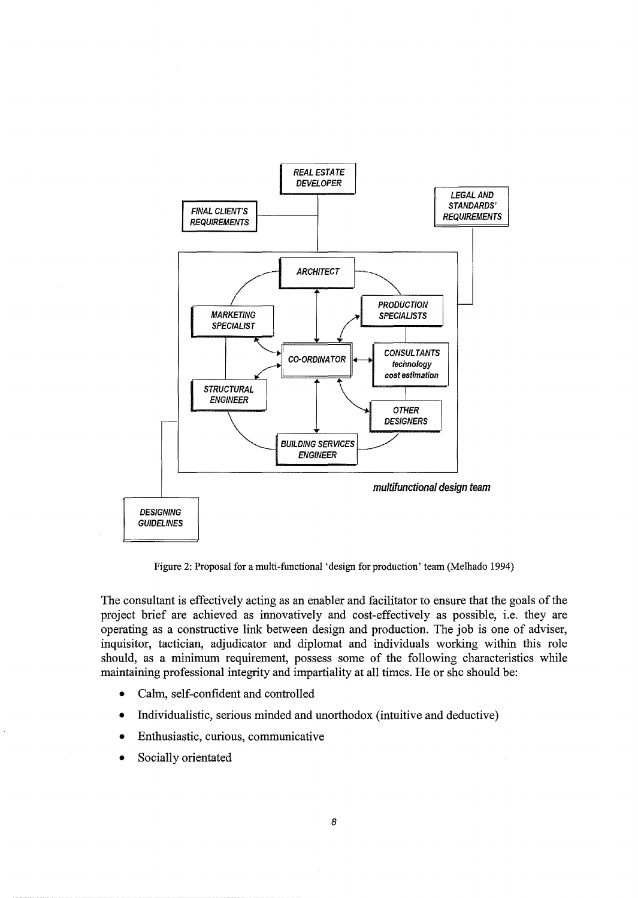Figure 2: Proposal for a multi-functional 'design for production' team (Melhado 1994)

The consultant is effectively acting as an enabler and facilitator to ensure that the goals of the project brief are achieved as innovatively and cost-effectively as possible, i.e. they are operating as a constructive link between design and production. The job is one of adviser, inquisitor, tactician, adjudicator and diplomat and individuals working within this role should, as a minimum requirement, possess some of the following characteristics while maintaining professional integrity and impartiality at all times. He or she should be:

- Calm, self-confident and controlled
- Individualistic, serious minded and unorthodox (intuitive and deductive)
- Enthusiastic, curious, communicative
- Socially orientated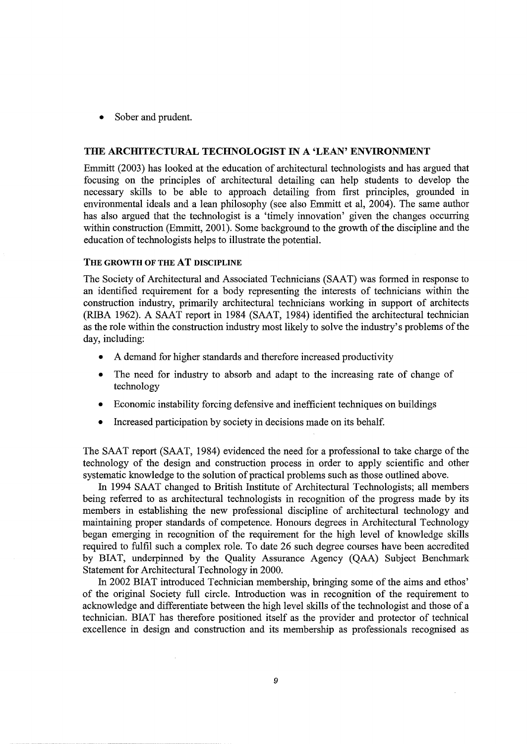- Sober and prudent.

## THE ARCHITECTURAL TECHNOLOGIST IN A 'LEAN' ENVIRONMENT

Emmitt (2003) has looked at the education of architectural technologists and has argued that focusing on the principles of architectural detailing can help students to develop the necessary skills to be able to approach detailing from first principles, grounded in environmental ideals and a lean philosophy (see also Emmitt et al, 2004). The same author has also argued that the technologist is a 'timely innovation' given the changes occurring within construction (Emmitt, 2001). Some background to the growth of the discipline and the education of technologists helps to illustrate the potential.

### THE GROWTH OF THE AT DISCIPLINE

The Society of Architectural and Associated Technicians (SAAT) was formed in response to an identified requirement for a body representing the interests of technicians within the construction industry, primarily architectural technicians working in support of architects (RIBA 1962). A SAAT report in 1984 (SAAT, 1984) identified the architectural technician as the role within the construction industry most likely to solve the industry's problems of the day, including:

- A demand for higher standards and therefore increased productivity
- The need for industry to absorb and adapt to the increasing rate of change of technology
- Economic instability forcing defensive and inefficient techniques on buildings
- Increased participation by society in decisions made on its behalf.

The SAAT report (SAAT, 1984) evidenced the need for a professional to take charge of the technology of the design and construction process in order to apply scientific and other systematic knowledge to the solution of practical problems such as those outlined above.

In 1994 SAAT changed to British Institute of Architectural Technologists; all members being referred to as architectural technologists in recognition of the progress made by its members in establishing the new professional discipline of architectural technology and maintaining proper standards of competence. Honours degrees in Architectural Technology began emerging in recognition of the requirement for the high level of knowledge skills required to fulfil such a complex role. To date 26 such degree courses have been accredited by BIAT, underpinned by the Quality Assurance Agency (QAA) Subject Benchmark Statement for Architectural Technology in 2000.

In 2002 BIAT introduced Technician membership, bringing some of the aims and ethos' of the original Society full circle. Introduction was in recognition of the requirement to acknowledge and differentiate between the high level skills of the technologist and those of a technician. BIAT has therefore positioned itself as the provider and protector of technical excellence in design and construction and its membership as professionals recognised as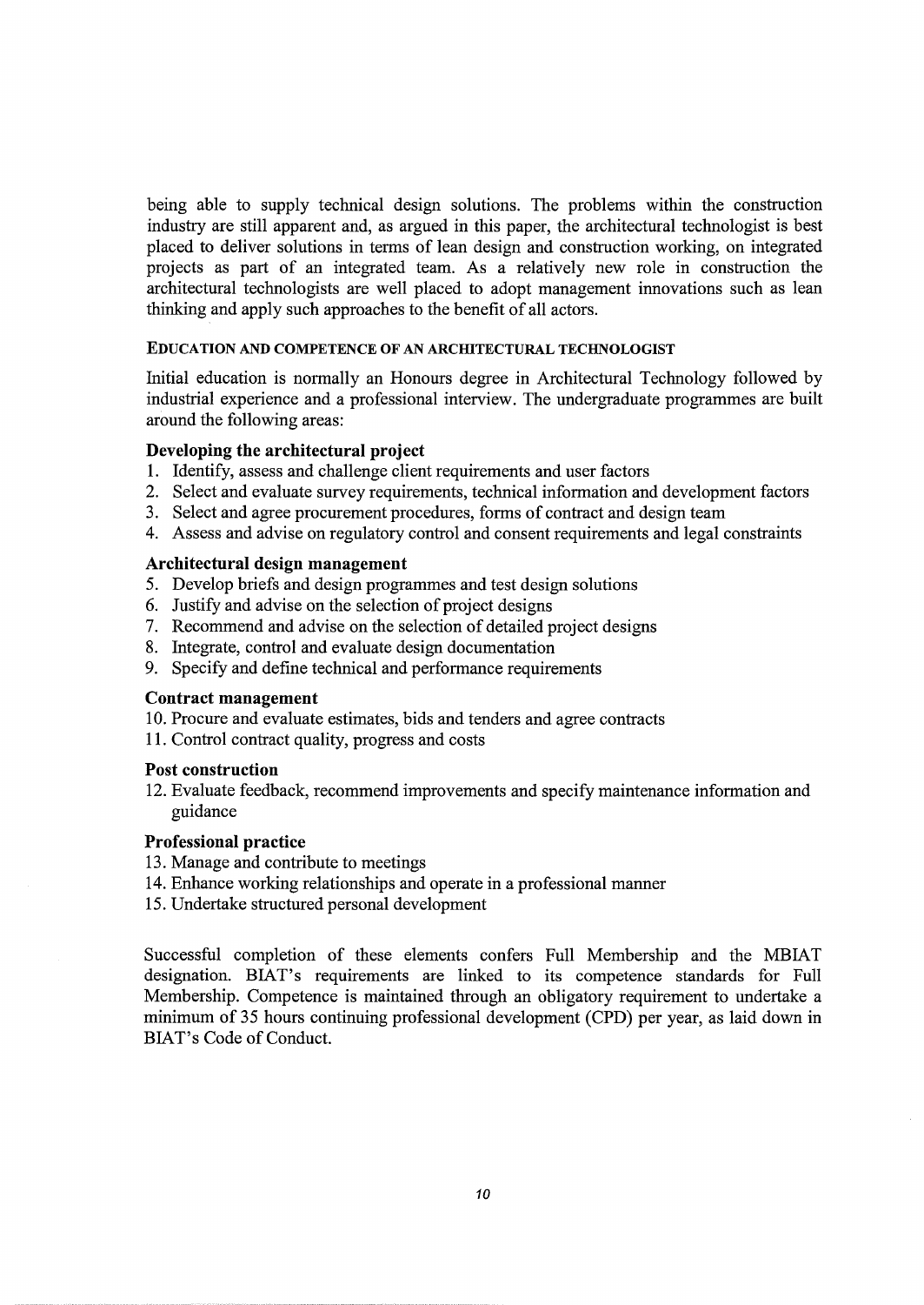being able to supply technical design solutions. The problems within the construction industry are still apparent and, as argued in this paper, the architectural technologist is best placed to deliver solutions in terms of lean design and construction working, on integrated projects as part of an integrated team. As a relatively new role in construction the architectural technologists are well placed to adopt management innovations such as lean thinking and apply such approaches to the benefit of all actors.

## EDUCATION AND COMPETENCE OF AN ARCHITECTURAL TECHNOLOGIST

Initial education is normally an Honours degree in Architectural Technology followed by industrial experience and a professional interview. The undergraduate programmes are built around the following areas:

### Developing the architectural project

1. Identify, assess and challenge client requirements and user factors
2. Select and evaluate survey requirements, technical information and development factors
3. Select and agree procurement procedures, forms of contract and design team
4. Assess and advise on regulatory control and consent requirements and legal constraints

### Architectural design management

5. Develop briefs and design programmes and test design solutions
6. Justify and advise on the selection of project designs
7. Recommend and advise on the selection of detailed project designs
8. Integrate, control and evaluate design documentation
9. Specify and define technical and performance requirements

### Contract management

10. Procure and evaluate estimates, bids and tenders and agree contracts
11. Control contract quality, progress and costs

### Post construction

12. Evaluate feedback, recommend improvements and specify maintenance information and guidance

### Professional practice

13. Manage and contribute to meetings
14. Enhance working relationships and operate in a professional manner
15. Undertake structured personal development

Successful completion of these elements confers Full Membership and the MBIAT designation. BIAT's requirements are linked to its competence standards for Full Membership. Competence is maintained through an obligatory requirement to undertake a minimum of 35 hours continuing professional development (CPD) per year, as laid down in BIAT's Code of Conduct.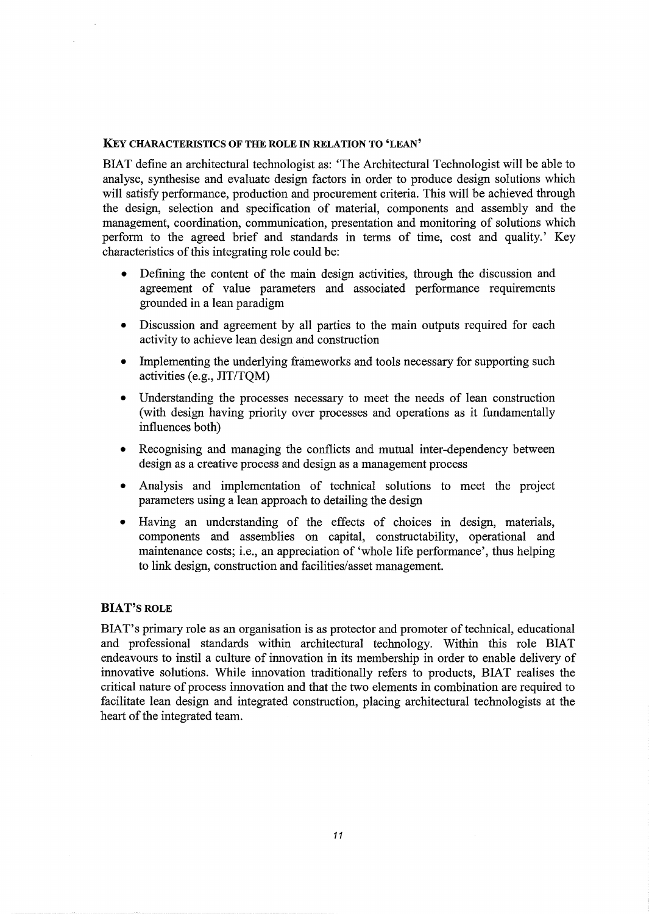### Key characteristics of the role in relation to 'lean'

BIAT define an architectural technologist as: 'The Architectural Technologist will be able to analyse, synthesise and evaluate design factors in order to produce design solutions which will satisfy performance, production and procurement criteria. This will be achieved through the design, selection and specification of material, components and assembly and the management, coordination, communication, presentation and monitoring of solutions which perform to the agreed brief and standards in terms of time, cost and quality.' Key characteristics of this integrating role could be:

- Defining the content of the main design activities, through the discussion and agreement of value parameters and associated performance requirements grounded in a lean paradigm
- Discussion and agreement by all parties to the main outputs required for each activity to achieve lean design and construction
- Implementing the underlying frameworks and tools necessary for supporting such activities (e.g., JIT/TQM)
- Understanding the processes necessary to meet the needs of lean construction (with design having priority over processes and operations as it fundamentally influences both)
- Recognising and managing the conflicts and mutual inter-dependency between design as a creative process and design as a management process
- Analysis and implementation of technical solutions to meet the project parameters using a lean approach to detailing the design
- Having an understanding of the effects of choices in design, materials, components and assemblies on capital, constructability, operational and maintenance costs; i.e., an appreciation of 'whole life performance', thus helping to link design, construction and facilities/asset management.

### BIAT's role

BIAT's primary role as an organisation is as protector and promoter of technical, educational and professional standards within architectural technology. Within this role BIAT endeavours to instil a culture of innovation in its membership in order to enable delivery of innovative solutions. While innovation traditionally refers to products, BIAT realises the critical nature of process innovation and that the two elements in combination are required to facilitate lean design and integrated construction, placing architectural technologists at the heart of the integrated team.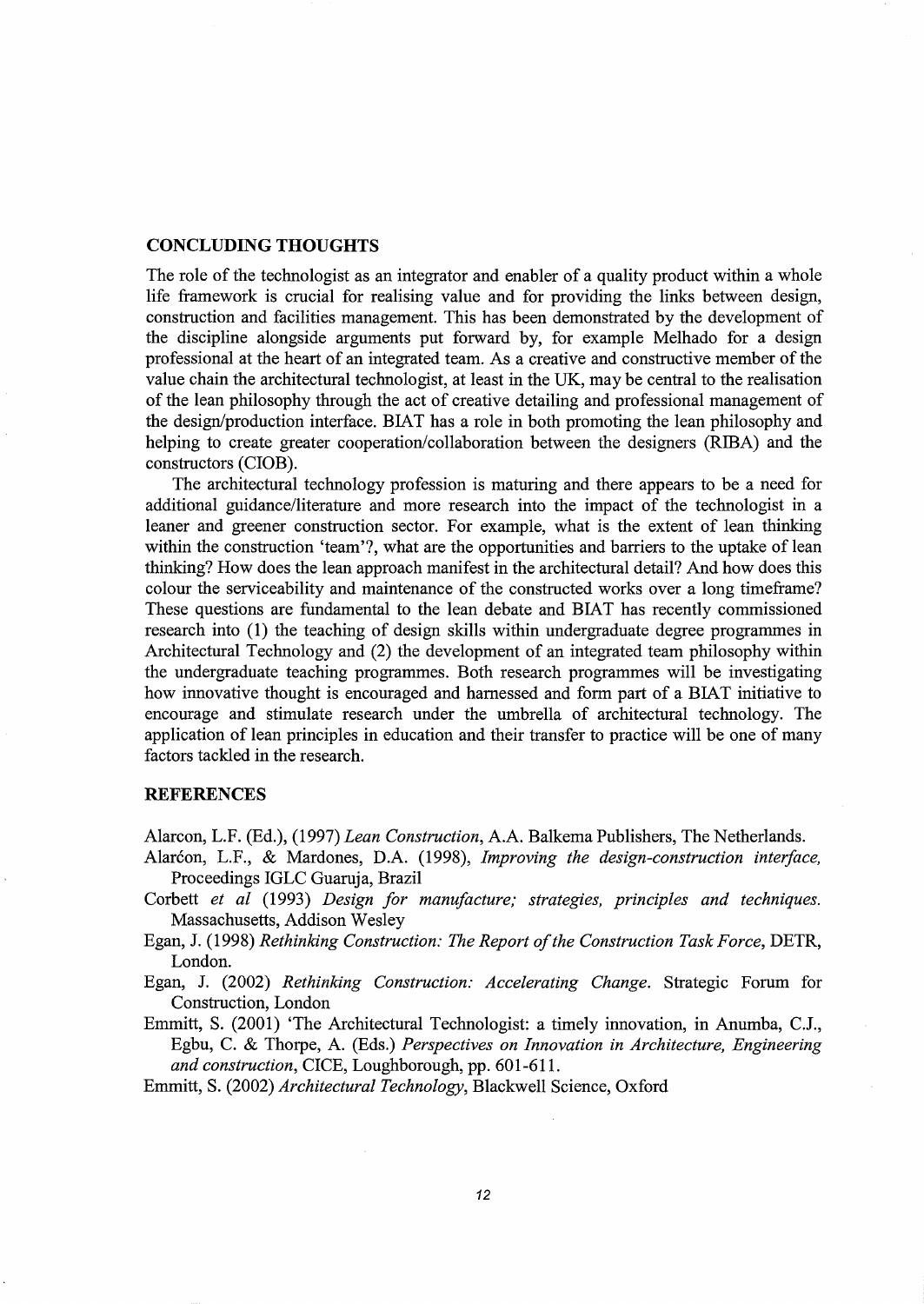## CONCLUDING THOUGHTS

The role of the technologist as an integrator and enabler of a quality product within a whole life framework is crucial for realising value and for providing the links between design, construction and facilities management. This has been demonstrated by the development of the discipline alongside arguments put forward by, for example Melhado for a design professional at the heart of an integrated team. As a creative and constructive member of the value chain the architectural technologist, at least in the UK, may be central to the realisation of the lean philosophy through the act of creative detailing and professional management of the design/production interface. BIAT has a role in both promoting the lean philosophy and helping to create greater cooperation/collaboration between the designers (RIBA) and the constructors (CIOB).

The architectural technology profession is maturing and there appears to be a need for additional guidance/literature and more research into the impact of the technologist in a leaner and greener construction sector. For example, what is the extent of lean thinking within the construction 'team'?, what are the opportunities and barriers to the uptake of lean thinking? How does the lean approach manifest in the architectural detail? And how does this colour the serviceability and maintenance of the constructed works over a long timeframe? These questions are fundamental to the lean debate and BIAT has recently commissioned research into (1) the teaching of design skills within undergraduate degree programmes in Architectural Technology and (2) the development of an integrated team philosophy within the undergraduate teaching programmes. Both research programmes will be investigating how innovative thought is encouraged and harnessed and form part of a BIAT initiative to encourage and stimulate research under the umbrella of architectural technology. The application of lean principles in education and their transfer to practice will be one of many factors tackled in the research.

## REFERENCES

Alarcon, L.F. (Ed.), (1997) *Lean Construction*, A.A. Balkema Publishers, The Netherlands.

Alarcón, L.F., & Mardones, D.A. (1998), *Improving the design-construction interface,* Proceedings IGLC Guaruja, Brazil

Corbett *et al* (1993) *Design for manufacture; strategies, principles and techniques.* Massachusetts, Addison Wesley

Egan, J. (1998) *Rethinking Construction: The Report of the Construction Task Force*, DETR, London.

Egan, J. (2002) *Rethinking Construction: Accelerating Change*. Strategic Forum for Construction, London

Emmitt, S. (2001) 'The Architectural Technologist: a timely innovation, in Anumba, C.J., Egbu, C. & Thorpe, A. (Eds.) *Perspectives on Innovation in Architecture, Engineering and construction*, CICE, Loughborough, pp. 601-611.

Emmitt, S. (2002) *Architectural Technology*, Blackwell Science, Oxford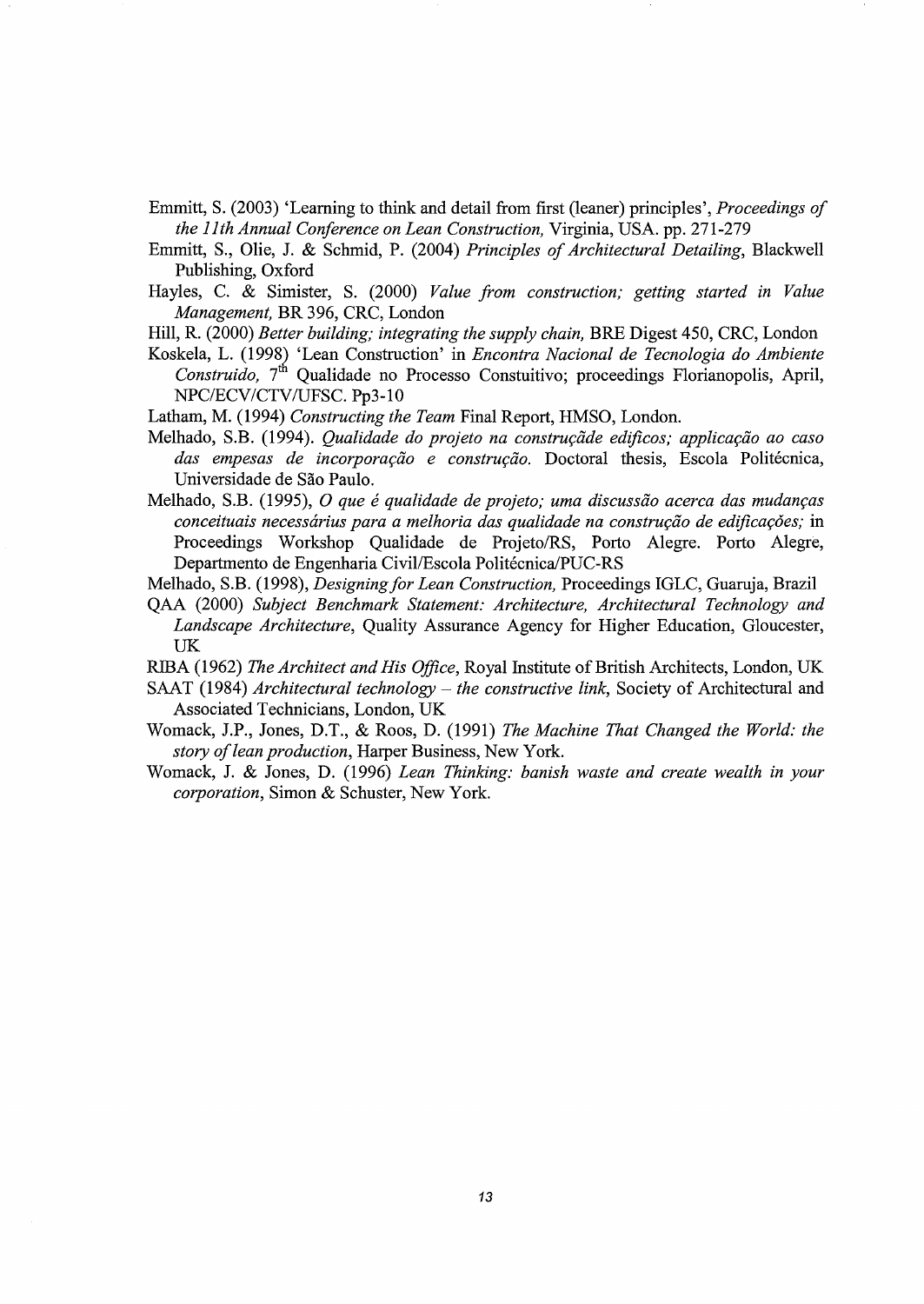Emmitt, S. (2003) 'Learning to think and detail from first (leaner) principles', *Proceedings of the 11th Annual Conference on Lean Construction,* Virginia, USA. pp. 271-279

Emmitt, S., Olie, J. & Schmid, P. (2004) *Principles of Architectural Detailing*, Blackwell Publishing, Oxford

Hayles, C. & Simister, S. (2000) *Value from construction; getting started in Value Management,* BR 396, CRC, London

Hill, R. (2000) *Better building; integrating the supply chain,* BRE Digest 450, CRC, London

Koskela, L. (1998) 'Lean Construction' in *Encontra Nacional de Tecnologia do Ambiente Construido,* 7th Qualidade no Processo Constuitivo; proceedings Florianopolis, April, NPC/ECV/CTV/UFSC. Pp3-10

Latham, M. (1994) *Constructing the Team* Final Report, HMSO, London.

Melhado, S.B. (1994). *Qualidade do projeto na construçãde edificos; applicação ao caso das empesas de incorporação e construção.* Doctoral thesis, Escola Politécnica, Universidade de São Paulo.

Melhado, S.B. (1995), *O que é qualidade de projeto; uma discussão acerca das mudanças conceituais necessárius para a melhoria das qualidade na construção de edificações;* in Proceedings Workshop Qualidade de Projeto/RS, Porto Alegre. Porto Alegre, Departmento de Engenharia Civil/Escola Politécnica/PUC-RS

Melhado, S.B. (1998), *Designing for Lean Construction,* Proceedings IGLC, Guaruja, Brazil

QAA (2000) *Subject Benchmark Statement: Architecture, Architectural Technology and Landscape Architecture*, Quality Assurance Agency for Higher Education, Gloucester, UK

RIBA (1962) *The Architect and His Office*, Royal Institute of British Architects, London, UK

SAAT (1984) *Architectural technology – the constructive link*, Society of Architectural and Associated Technicians, London, UK

Womack, J.P., Jones, D.T., & Roos, D. (1991) *The Machine That Changed the World: the story of lean production*, Harper Business, New York.

Womack, J. & Jones, D. (1996) *Lean Thinking: banish waste and create wealth in your corporation*, Simon & Schuster, New York.